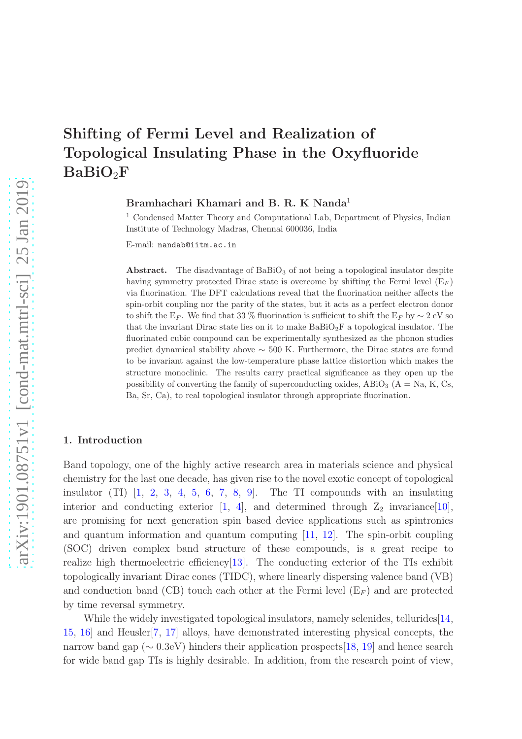# Shifting of Fermi Level and Realization of Topological Insulating Phase in the Oxyfluoride $BaBiO_2F$

**Bramhachari Khamari and B. R. K Nanda**[1]

[1] Condensed Matter Theory and Computational Lab, Department of Physics, Indian Institute of Technology Madras, Chennai 600036, India

E-mail: `nandab@iitm.ac.in`

**Abstract.** The disadvantage of $BaBiO_3$ of not being a topological insulator despite having symmetry protected Dirac state is overcome by shifting the Fermi level ($E_F$) via fluorination. The DFT calculations reveal that the fluorination neither affects the spin-orbit coupling nor the parity of the states, but it acts as a perfect electron donor to shift the $E_F$. We find that 33 % fluorination is sufficient to shift the $E_F$ by $\sim$ 2 eV so that the invariant Dirac state lies on it to make $BaBiO_2F$ a topological insulator. The fluorinated cubic compound can be experimentally synthesized as the phonon studies predict dynamical stability above $\sim$ 500 K. Furthermore, the Dirac states are found to be invariant against the low-temperature phase lattice distortion which makes the structure monoclinic. The results carry practical significance as they open up the possibility of converting the family of superconducting oxides, $ABiO_3$ (A = Na, K, Cs, Ba, Sr, Ca), to real topological insulator through appropriate fluorination.

## 1. Introduction

Band topology, one of the highly active research area in materials science and physical chemistry for the last one decade, has given rise to the novel exotic concept of topological insulator (TI) [1, 2, 3, 4, 5, 6, 7, 8, 9]. The TI compounds with an insulating interior and conducting exterior [1, 4], and determined through $Z_2$ invariance[10], are promising for next generation spin based device applications such as spintronics and quantum information and quantum computing [11, 12]. The spin-orbit coupling (SOC) driven complex band structure of these compounds, is a great recipe to realize high thermoelectric efficiency[13]. The conducting exterior of the TIs exhibit topologically invariant Dirac cones (TIDC), where linearly dispersing valence band (VB) and conduction band (CB) touch each other at the Fermi level ($E_F$) and are protected by time reversal symmetry.

While the widely investigated topological insulators, namely selenides, tellurides[14, 15, 16] and Heusler[7, 17] alloys, have demonstrated interesting physical concepts, the narrow band gap ($\sim$ 0.3eV) hinders their application prospects[18, 19] and hence search for wide band gap TIs is highly desirable. In addition, from the research point of view,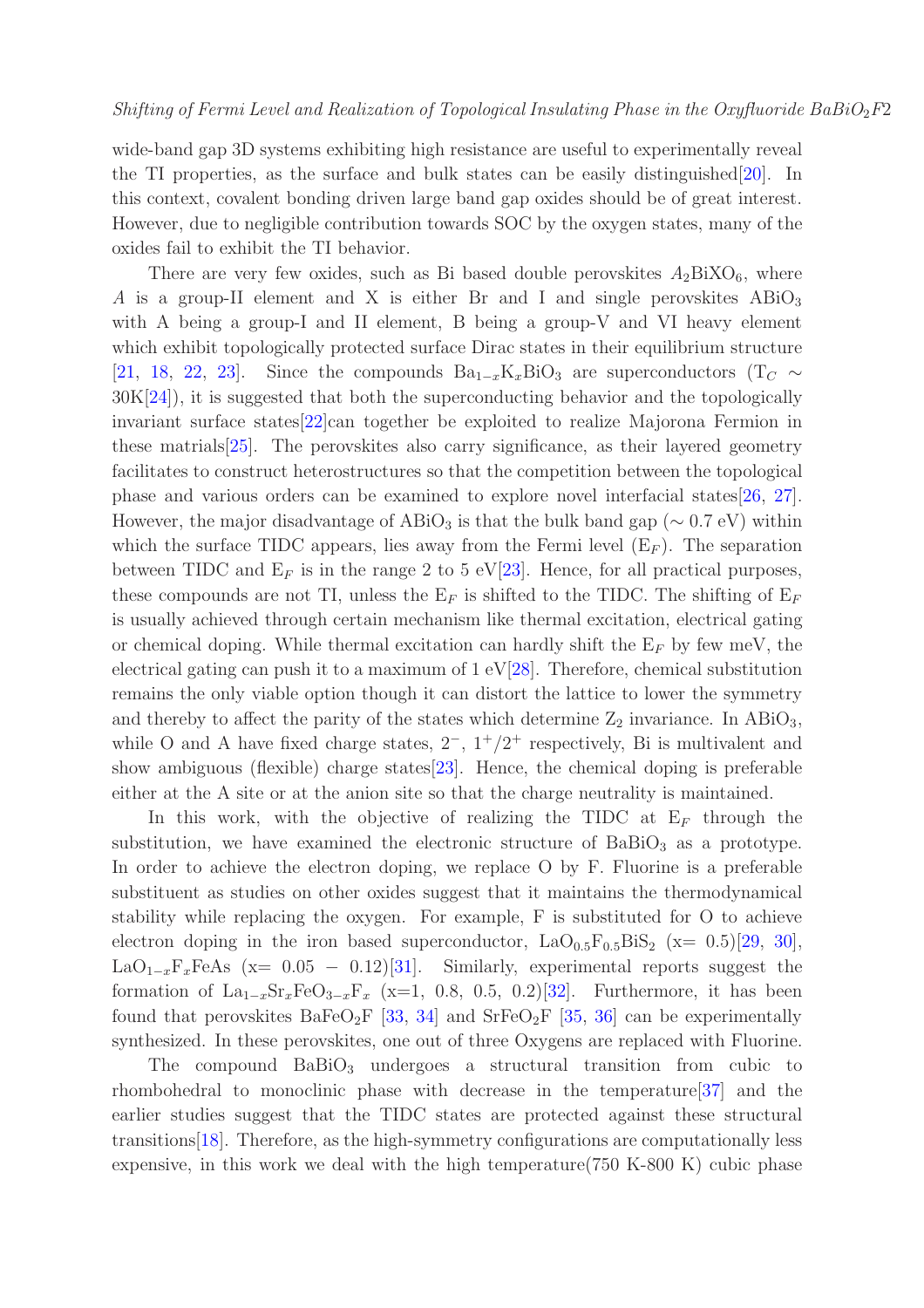wide-band gap 3D systems exhibiting high resistance are useful to experimentally reveal the TI properties, as the surface and bulk states can be easily distinguished[20]. In this context, covalent bonding driven large band gap oxides should be of great interest. However, due to negligible contribution towards SOC by the oxygen states, many of the oxides fail to exhibit the TI behavior.

There are very few oxides, such as Bi based double perovskites $A_2BiXO_6$, where $A$ is a group-II element and X is either Br and I and single perovskites $ABiO_3$ with A being a group-I and II element, B being a group-V and VI heavy element which exhibit topologically protected surface Dirac states in their equilibrium structure [21, 18, 22, 23]. Since the compounds $Ba_{1-x}K_xBiO_3$ are superconductors ($T_C \sim 30K$[24]), it is suggested that both the superconducting behavior and the topologically invariant surface states[22]can together be exploited to realize Majorona Fermion in these matrials[25]. The perovskites also carry significance, as their layered geometry facilitates to construct heterostructures so that the competition between the topological phase and various orders can be examined to explore novel interfacial states[26, 27]. However, the major disadvantage of $ABiO_3$ is that the bulk band gap ($\sim 0.7$ eV) within which the surface TIDC appears, lies away from the Fermi level ($E_F$). The separation between TIDC and $E_F$ is in the range 2 to 5 eV[23]. Hence, for all practical purposes, these compounds are not TI, unless the $E_F$ is shifted to the TIDC. The shifting of $E_F$ is usually achieved through certain mechanism like thermal excitation, electrical gating or chemical doping. While thermal excitation can hardly shift the $E_F$ by few meV, the electrical gating can push it to a maximum of 1 eV[28]. Therefore, chemical substitution remains the only viable option though it can distort the lattice to lower the symmetry and thereby to affect the parity of the states which determine $Z_2$ invariance. In $ABiO_3$, while O and A have fixed charge states, $2^-$, $1^+/2^+$ respectively, Bi is multivalent and show ambiguous (flexible) charge states[23]. Hence, the chemical doping is preferable either at the A site or at the anion site so that the charge neutrality is maintained.

In this work, with the objective of realizing the TIDC at $E_F$ through the substitution, we have examined the electronic structure of $BaBiO_3$ as a prototype. In order to achieve the electron doping, we replace O by F. Fluorine is a preferable substituent as studies on other oxides suggest that it maintains the thermodynamical stability while replacing the oxygen. For example, F is substituted for O to achieve electron doping in the iron based superconductor, $LaO_{0.5}F_{0.5}BiS_2$ (x= 0.5)[29, 30], $LaO_{1-x}F_xFeAs$ (x= 0.05 − 0.12)[31]. Similarly, experimental reports suggest the formation of $La_{1-x}Sr_xFeO_{3-x}F_x$ (x=1, 0.8, 0.5, 0.2)[32]. Furthermore, it has been found that perovskites $BaFeO_2F$ [33, 34] and $SrFeO_2F$ [35, 36] can be experimentally synthesized. In these perovskites, one out of three Oxygens are replaced with Fluorine.

The compound $BaBiO_3$ undergoes a structural transition from cubic to rhombohedral to monoclinic phase with decrease in the temperature[37] and the earlier studies suggest that the TIDC states are protected against these structural transitions[18]. Therefore, as the high-symmetry configurations are computationally less expensive, in this work we deal with the high temperature(750 K-800 K) cubic phase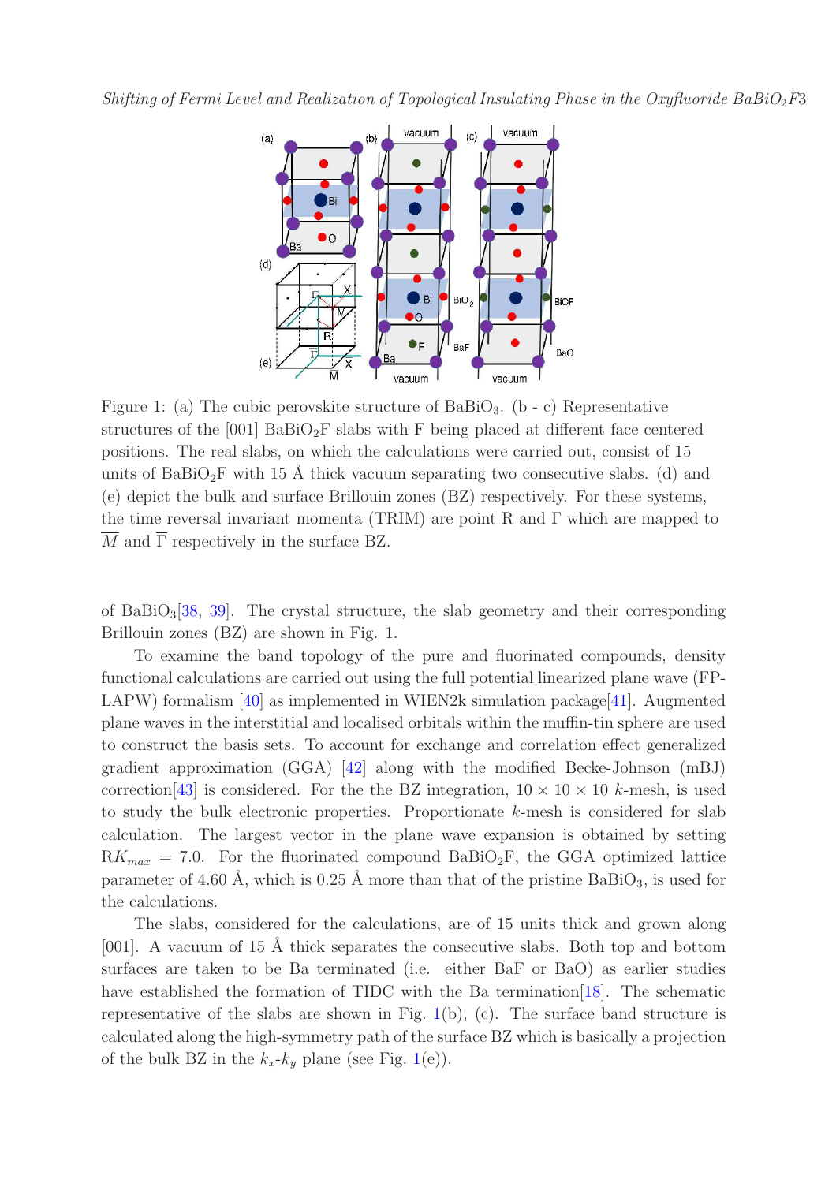Figure 1: (a) The cubic perovskite structure of $BaBiO_3$. (b - c) Representative structures of the [001] $BaBiO_2F$ slabs with F being placed at different face centered positions. The real slabs, on which the calculations were carried out, consist of 15 units of $BaBiO_2F$ with 15 Å thick vacuum separating two consecutive slabs. (d) and (e) depict the bulk and surface Brillouin zones (BZ) respectively. For these systems, the time reversal invariant momenta (TRIM) are point R and Γ which are mapped to $\overline{M}$ and $\overline{\Gamma}$ respectively in the surface BZ.

of $BaBiO_3$[38, 39]. The crystal structure, the slab geometry and their corresponding Brillouin zones (BZ) are shown in Fig. 1.

To examine the band topology of the pure and fluorinated compounds, density functional calculations are carried out using the full potential linearized plane wave (FP-LAPW) formalism [40] as implemented in WIEN2k simulation package[41]. Augmented plane waves in the interstitial and localised orbitals within the muffin-tin sphere are used to construct the basis sets. To account for exchange and correlation effect generalized gradient approximation (GGA) [42] along with the modified Becke-Johnson (mBJ) correction[43] is considered. For the the BZ integration, 10 × 10 × 10 $k$-mesh, is used to study the bulk electronic properties. Proportionate $k$-mesh is considered for slab calculation. The largest vector in the plane wave expansion is obtained by setting $RK_{max}$ = 7.0. For the fluorinated compound $BaBiO_2F$, the GGA optimized lattice parameter of 4.60 Å, which is 0.25 Å more than that of the pristine $BaBiO_3$, is used for the calculations.

The slabs, considered for the calculations, are of 15 units thick and grown along [001]. A vacuum of 15 Å thick separates the consecutive slabs. Both top and bottom surfaces are taken to be Ba terminated (i.e. either BaF or BaO) as earlier studies have established the formation of TIDC with the Ba termination[18]. The schematic representative of the slabs are shown in Fig. 1(b), (c). The surface band structure is calculated along the high-symmetry path of the surface BZ which is basically a projection of the bulk BZ in the $k_x$-$k_y$ plane (see Fig. 1(e)).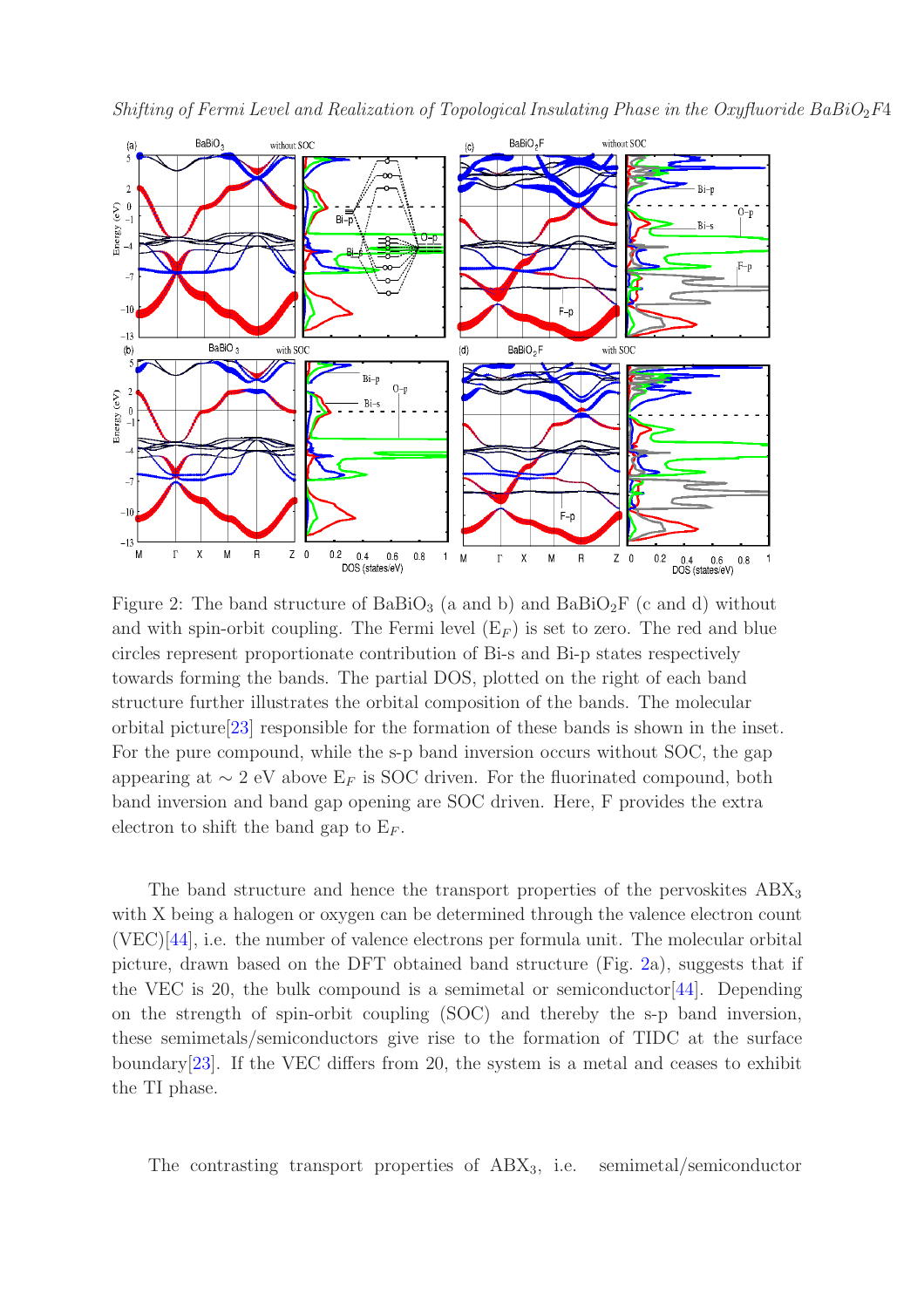Figure 2: The band structure of $BaBiO_3$ (a and b) and $BaBiO_2F$ (c and d) without and with spin-orbit coupling. The Fermi level ($E_F$) is set to zero. The red and blue circles represent proportionate contribution of Bi-s and Bi-p states respectively towards forming the bands. The partial DOS, plotted on the right of each band structure further illustrates the orbital composition of the bands. The molecular orbital picture[23] responsible for the formation of these bands is shown in the inset. For the pure compound, while the s-p band inversion occurs without SOC, the gap appearing at $\sim$ 2 eV above $E_F$ is SOC driven. For the fluorinated compound, both band inversion and band gap opening are SOC driven. Here, F provides the extra electron to shift the band gap to $E_F$.

The band structure and hence the transport properties of the pervoskites $ABX_3$ with X being a halogen or oxygen can be determined through the valence electron count (VEC)[44], i.e. the number of valence electrons per formula unit. The molecular orbital picture, drawn based on the DFT obtained band structure (Fig. 2a), suggests that if the VEC is 20, the bulk compound is a semimetal or semiconductor[44]. Depending on the strength of spin-orbit coupling (SOC) and thereby the s-p band inversion, these semimetals/semiconductors give rise to the formation of TIDC at the surface boundary[23]. If the VEC differs from 20, the system is a metal and ceases to exhibit the TI phase.

The contrasting transport properties of $ABX_3$, i.e. semimetal/semiconductor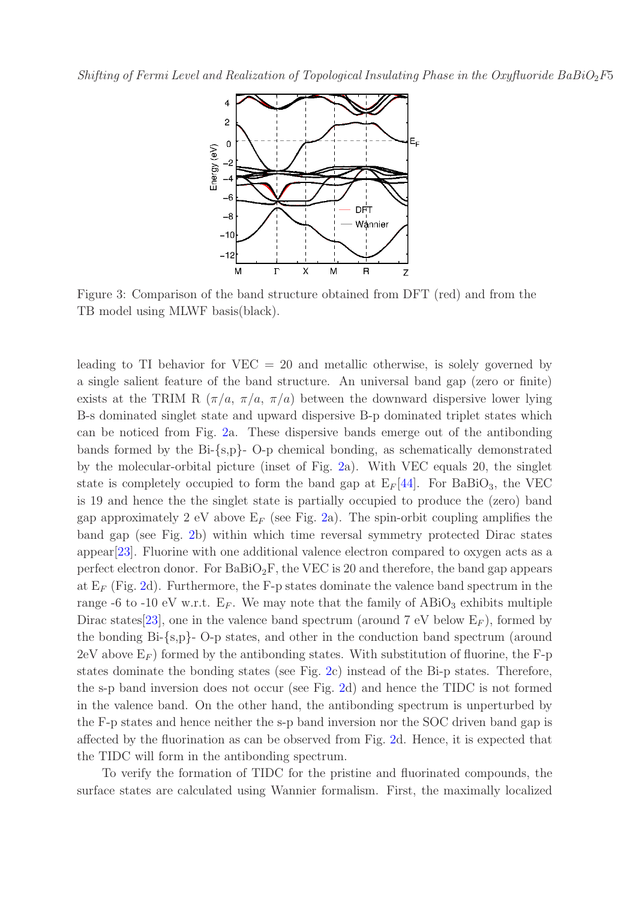Figure 3: Comparison of the band structure obtained from DFT (red) and from the TB model using MLWF basis(black).

leading to TI behavior for VEC = 20 and metallic otherwise, is solely governed by a single salient feature of the band structure. An universal band gap (zero or finite) exists at the TRIM R ($\pi/a$, $\pi/a$, $\pi/a$) between the downward dispersive lower lying B-s dominated singlet state and upward dispersive B-p dominated triplet states which can be noticed from Fig. 2a. These dispersive bands emerge out of the antibonding bands formed by the Bi-{s,p}- O-p chemical bonding, as schematically demonstrated by the molecular-orbital picture (inset of Fig. 2a). With VEC equals 20, the singlet state is completely occupied to form the band gap at $E_F$[44]. For $BaBiO_3$, the VEC is 19 and hence the the singlet state is partially occupied to produce the (zero) band gap approximately 2 eV above $E_F$ (see Fig. 2a). The spin-orbit coupling amplifies the band gap (see Fig. 2b) within which time reversal symmetry protected Dirac states appear[23]. Fluorine with one additional valence electron compared to oxygen acts as a perfect electron donor. For $BaBiO_2F$, the VEC is 20 and therefore, the band gap appears at $E_F$ (Fig. 2d). Furthermore, the F-p states dominate the valence band spectrum in the range -6 to -10 eV w.r.t. $E_F$. We may note that the family of $ABiO_3$ exhibits multiple Dirac states[23], one in the valence band spectrum (around 7 eV below $E_F$), formed by the bonding Bi-{s,p}- O-p states, and other in the conduction band spectrum (around 2eV above $E_F$) formed by the antibonding states. With substitution of fluorine, the F-p states dominate the bonding states (see Fig. 2c) instead of the Bi-p states. Therefore, the s-p band inversion does not occur (see Fig. 2d) and hence the TIDC is not formed in the valence band. On the other hand, the antibonding spectrum is unperturbed by the F-p states and hence neither the s-p band inversion nor the SOC driven band gap is affected by the fluorination as can be observed from Fig. 2d. Hence, it is expected that the TIDC will form in the antibonding spectrum.

To verify the formation of TIDC for the pristine and fluorinated compounds, the surface states are calculated using Wannier formalism. First, the maximally localized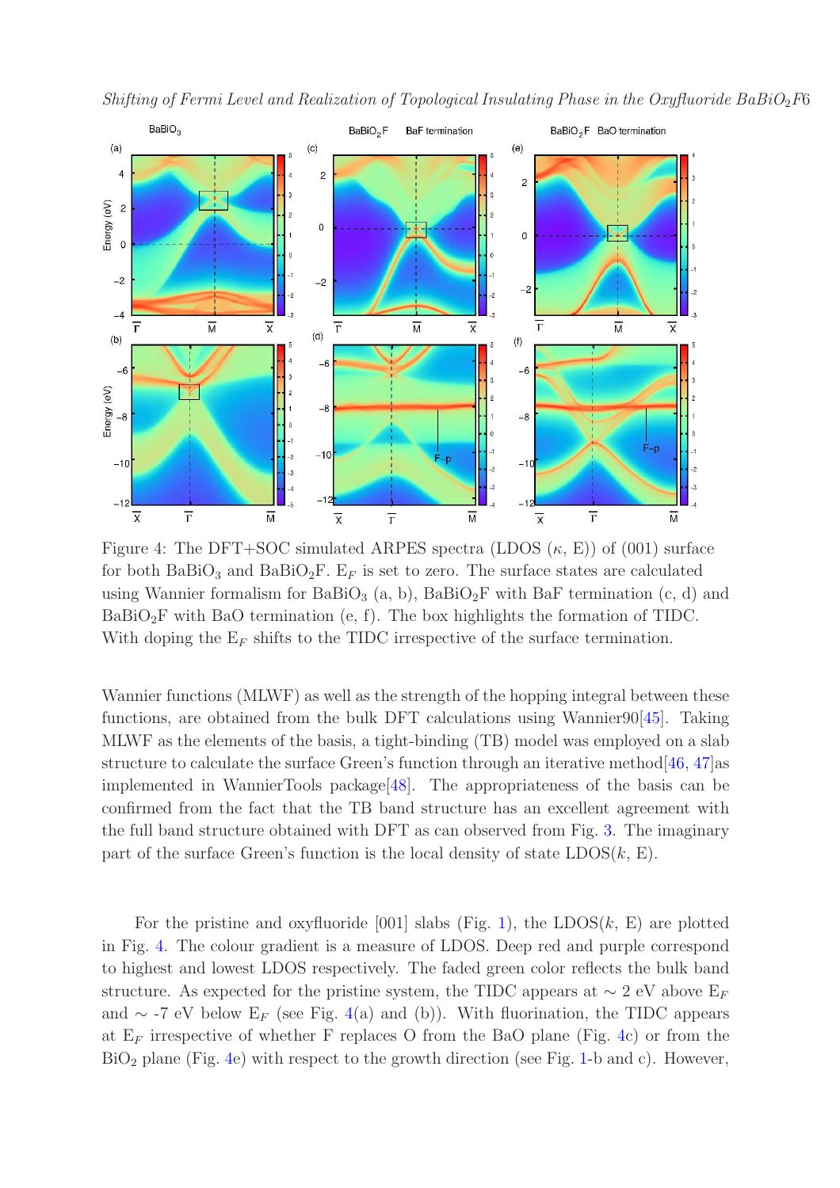Figure 4: The DFT+SOC simulated ARPES spectra (LDOS ($\kappa$, E)) of (001) surface for both $BaBiO_3$ and $BaBiO_2F$. $E_F$ is set to zero. The surface states are calculated using Wannier formalism for $BaBiO_3$ (a, b), $BaBiO_2F$ with BaF termination (c, d) and $BaBiO_2F$ with BaO termination (e, f). The box highlights the formation of TIDC. With doping the $E_F$ shifts to the TIDC irrespective of the surface termination.

Wannier functions (MLWF) as well as the strength of the hopping integral between these functions, are obtained from the bulk DFT calculations using Wannier90[45]. Taking MLWF as the elements of the basis, a tight-binding (TB) model was employed on a slab structure to calculate the surface Green's function through an iterative method[46, 47]as implemented in WannierTools package[48]. The appropriateness of the basis can be confirmed from the fact that the TB band structure has an excellent agreement with the full band structure obtained with DFT as can observed from Fig. 3. The imaginary part of the surface Green's function is the local density of state LDOS($k$, E).

For the pristine and oxyfluoride [001] slabs (Fig. 1), the LDOS($k$, E) are plotted in Fig. 4. The colour gradient is a measure of LDOS. Deep red and purple correspond to highest and lowest LDOS respectively. The faded green color reflects the bulk band structure. As expected for the pristine system, the TIDC appears at $\sim$ 2 eV above $E_F$ and $\sim$ -7 eV below $E_F$ (see Fig. 4(a) and (b)). With fluorination, the TIDC appears at $E_F$ irrespective of whether F replaces O from the BaO plane (Fig. 4c) or from the $BiO_2$ plane (Fig. 4e) with respect to the growth direction (see Fig. 1-b and c). However,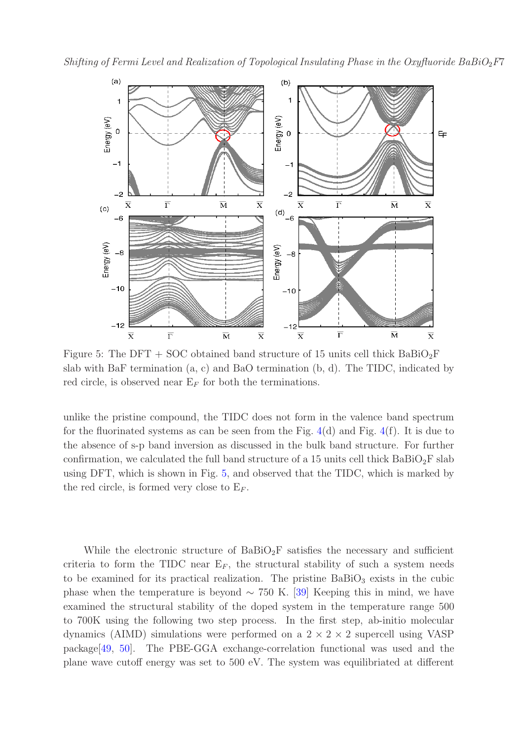Figure 5: The DFT + SOC obtained band structure of 15 units cell thick $BaBiO_2F$ slab with BaF termination (a, c) and BaO termination (b, d). The TIDC, indicated by red circle, is observed near $E_F$ for both the terminations.

unlike the pristine compound, the TIDC does not form in the valence band spectrum for the fluorinated systems as can be seen from the Fig. 4(d) and Fig. 4(f). It is due to the absence of s-p band inversion as discussed in the bulk band structure. For further confirmation, we calculated the full band structure of a 15 units cell thick $BaBiO_2F$ slab using DFT, which is shown in Fig. 5, and observed that the TIDC, which is marked by the red circle, is formed very close to $E_F$.

While the electronic structure of $BaBiO_2F$ satisfies the necessary and sufficient criteria to form the TIDC near $E_F$, the structural stability of such a system needs to be examined for its practical realization. The pristine $BaBiO_3$ exists in the cubic phase when the temperature is beyond $\sim$ 750 K. [39] Keeping this in mind, we have examined the structural stability of the doped system in the temperature range 500 to 700K using the following two step process. In the first step, ab-initio molecular dynamics (AIMD) simulations were performed on a $2 \times 2 \times 2$ supercell using VASP package[49, 50]. The PBE-GGA exchange-correlation functional was used and the plane wave cutoff energy was set to 500 eV. The system was equilibriated at different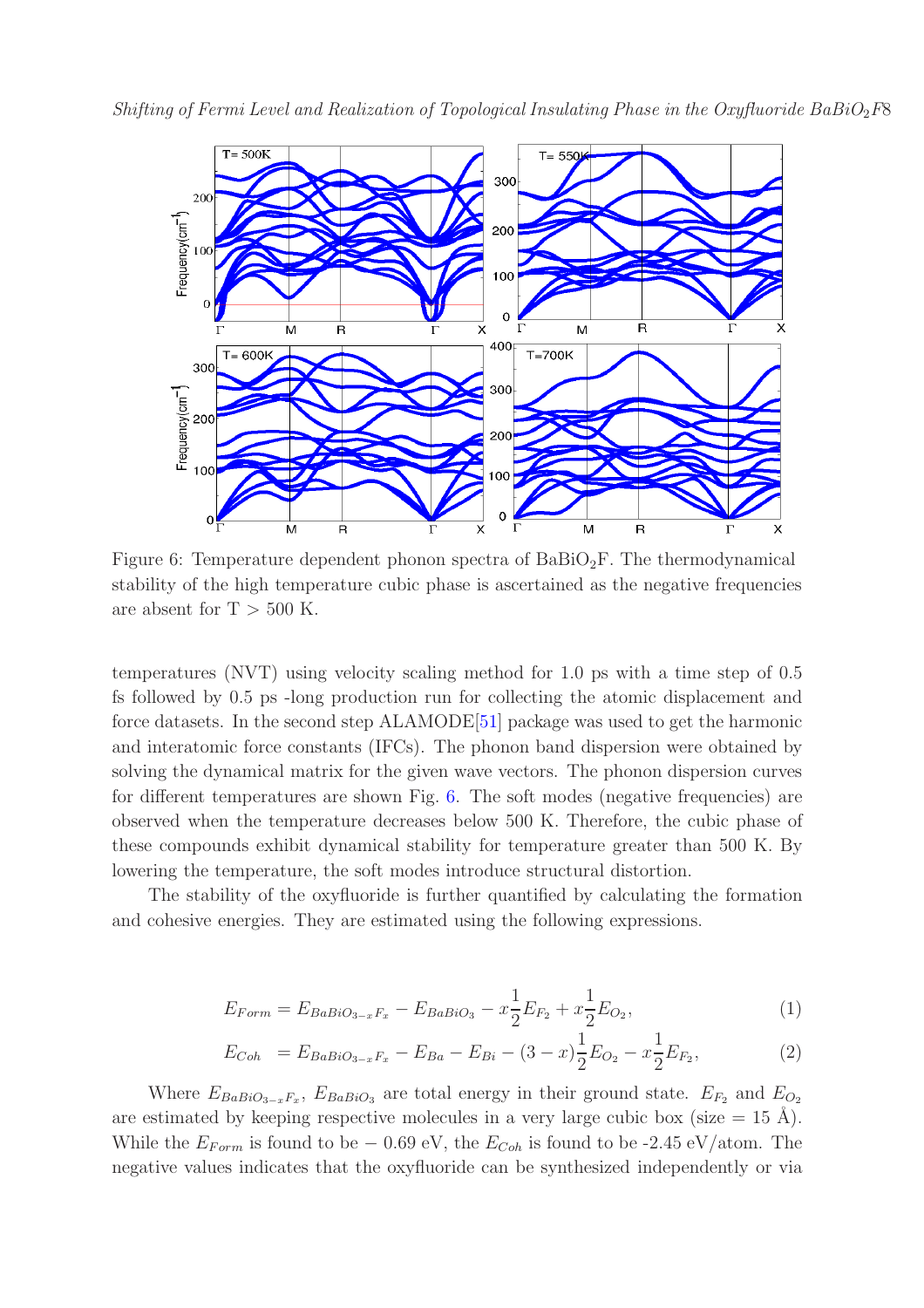Figure 6: Temperature dependent phonon spectra of $BaBiO_2F$. The thermodynamical stability of the high temperature cubic phase is ascertained as the negative frequencies are absent for T > 500 K.

temperatures (NVT) using velocity scaling method for 1.0 ps with a time step of 0.5 fs followed by 0.5 ps -long production run for collecting the atomic displacement and force datasets. In the second step ALAMODE[51] package was used to get the harmonic and interatomic force constants (IFCs). The phonon band dispersion were obtained by solving the dynamical matrix for the given wave vectors. The phonon dispersion curves for different temperatures are shown Fig. 6. The soft modes (negative frequencies) are observed when the temperature decreases below 500 K. Therefore, the cubic phase of these compounds exhibit dynamical stability for temperature greater than 500 K. By lowering the temperature, the soft modes introduce structural distortion.

The stability of the oxyfluoride is further quantified by calculating the formation and cohesive energies. They are estimated using the following expressions.

$$E_{Form} = E_{BaBiO_{3-x}F_x} - E_{BaBiO_3} - x\frac{1}{2}E_{F_2} + x\frac{1}{2}E_{O_2}, \tag{1}$$

$$E_{Coh} = E_{BaBiO_{3-x}F_x} - E_{Ba} - E_{Bi} - (3-x)\frac{1}{2}E_{O_2} - x\frac{1}{2}E_{F_2}, \tag{2}$$

Where $E_{BaBiO_{3-x}F_x}$, $E_{BaBiO_3}$ are total energy in their ground state. $E_{F_2}$ and $E_{O_2}$ are estimated by keeping respective molecules in a very large cubic box (size = 15 Å). While the $E_{Form}$ is found to be $-$ 0.69 eV, the $E_{Coh}$ is found to be -2.45 eV/atom. The negative values indicates that the oxyfluoride can be synthesized independently or via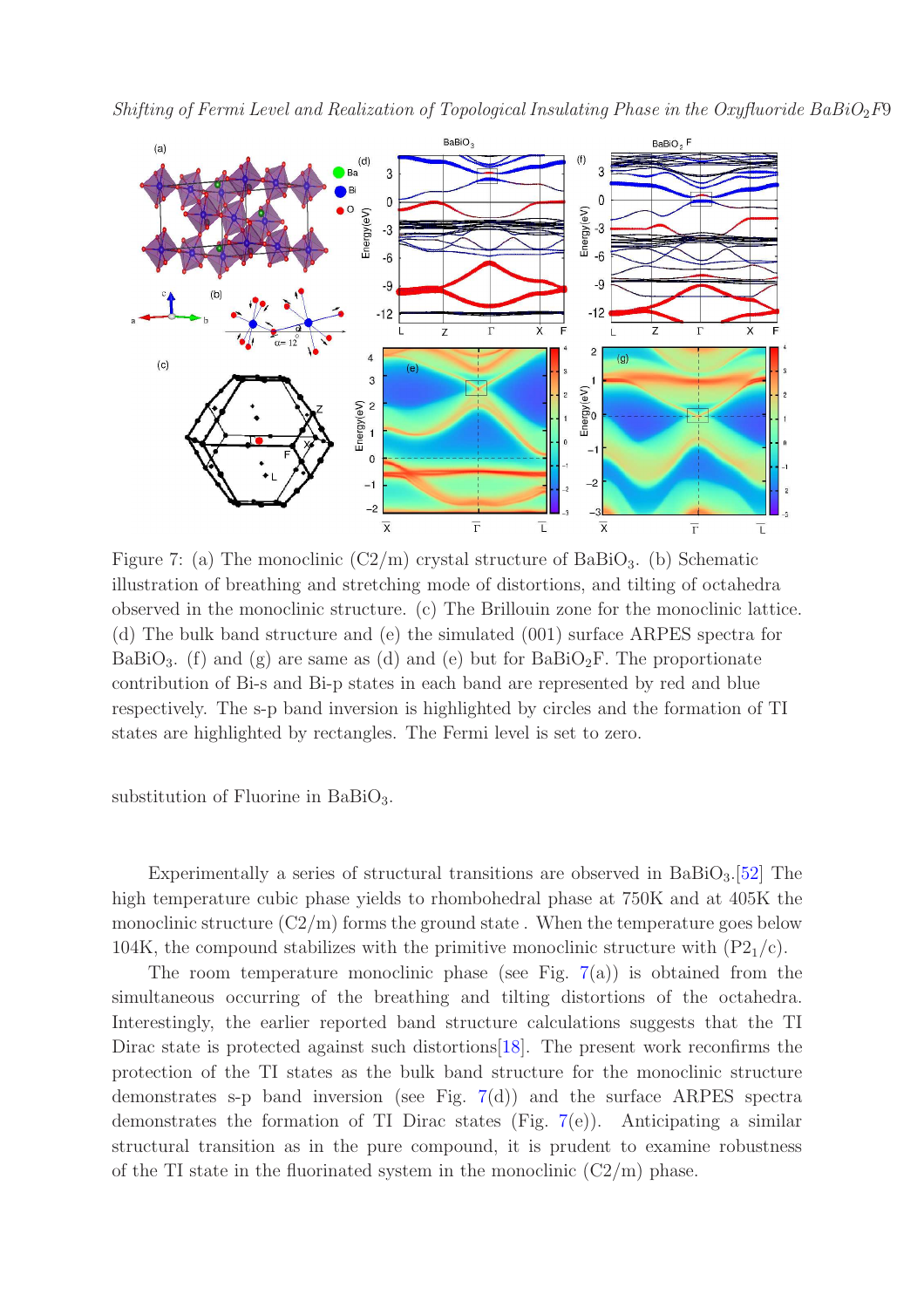Figure 7: (a) The monoclinic (C2/m) crystal structure of $BaBiO_3$. (b) Schematic illustration of breathing and stretching mode of distortions, and tilting of octahedra observed in the monoclinic structure. (c) The Brillouin zone for the monoclinic lattice. (d) The bulk band structure and (e) the simulated (001) surface ARPES spectra for $BaBiO_3$. (f) and (g) are same as (d) and (e) but for $BaBiO_2F$. The proportionate contribution of Bi-s and Bi-p states in each band are represented by red and blue respectively. The s-p band inversion is highlighted by circles and the formation of TI states are highlighted by rectangles. The Fermi level is set to zero.

substitution of Fluorine in $BaBiO_3$.

Experimentally a series of structural transitions are observed in $BaBiO_3$.[52] The high temperature cubic phase yields to rhombohedral phase at 750K and at 405K the monoclinic structure (C2/m) forms the ground state . When the temperature goes below 104K, the compound stabilizes with the primitive monoclinic structure with ($P2_1/c$).

The room temperature monoclinic phase (see Fig. 7(a)) is obtained from the simultaneous occurring of the breathing and tilting distortions of the octahedra. Interestingly, the earlier reported band structure calculations suggests that the TI Dirac state is protected against such distortions[18]. The present work reconfirms the protection of the TI states as the bulk band structure for the monoclinic structure demonstrates s-p band inversion (see Fig. 7(d)) and the surface ARPES spectra demonstrates the formation of TI Dirac states (Fig. 7(e)). Anticipating a similar structural transition as in the pure compound, it is prudent to examine robustness of the TI state in the fluorinated system in the monoclinic (C2/m) phase.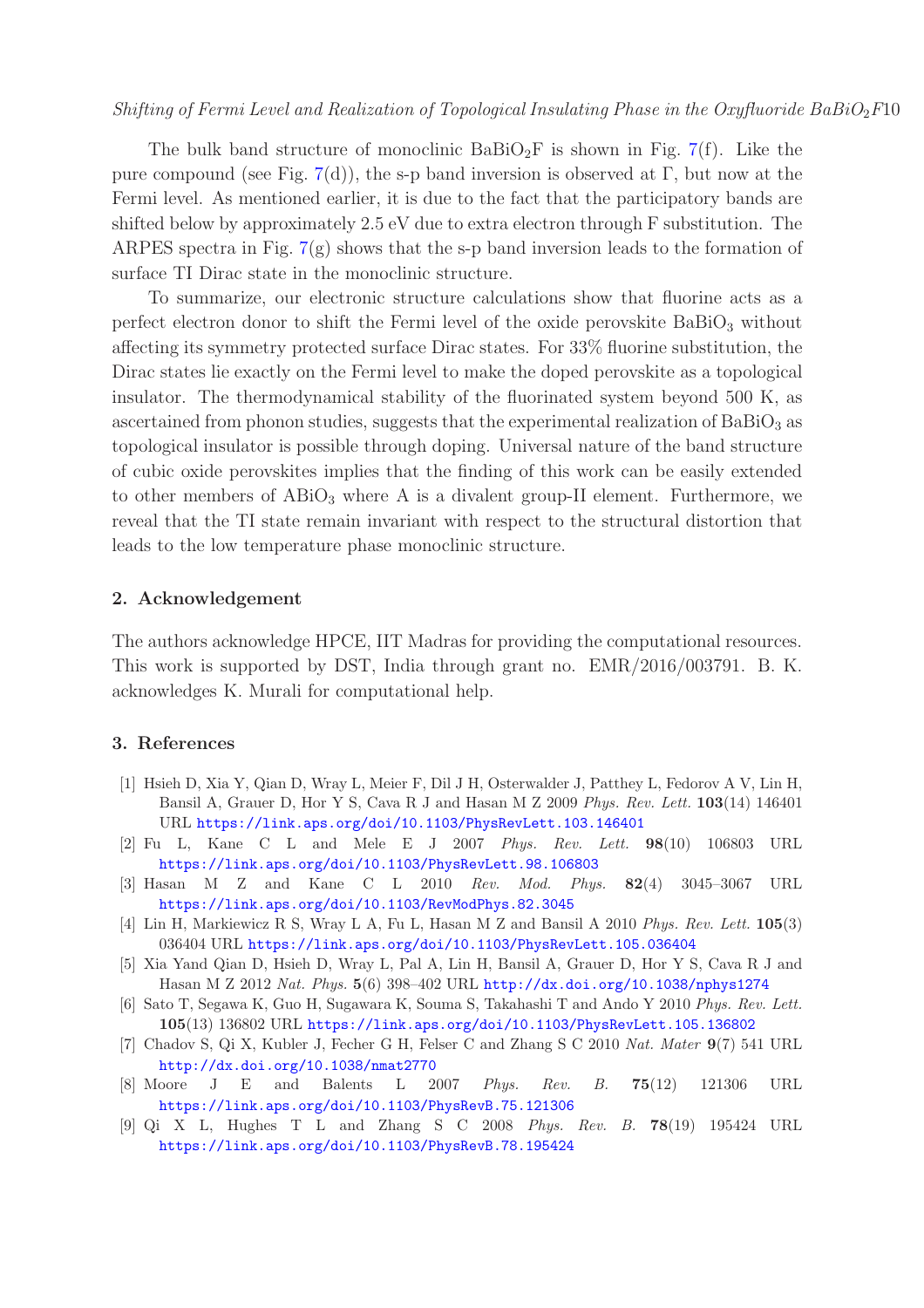The bulk band structure of monoclinic $BaBiO_2F$ is shown in Fig. 7(f). Like the pure compound (see Fig. 7(d)), the s-p band inversion is observed at Γ, but now at the Fermi level. As mentioned earlier, it is due to the fact that the participatory bands are shifted below by approximately 2.5 eV due to extra electron through F substitution. The ARPES spectra in Fig. 7(g) shows that the s-p band inversion leads to the formation of surface TI Dirac state in the monoclinic structure.

To summarize, our electronic structure calculations show that fluorine acts as a perfect electron donor to shift the Fermi level of the oxide perovskite $BaBiO_3$ without affecting its symmetry protected surface Dirac states. For 33% fluorine substitution, the Dirac states lie exactly on the Fermi level to make the doped perovskite as a topological insulator. The thermodynamical stability of the fluorinated system beyond 500 K, as ascertained from phonon studies, suggests that the experimental realization of $BaBiO_3$ as topological insulator is possible through doping. Universal nature of the band structure of cubic oxide perovskites implies that the finding of this work can be easily extended to other members of $ABiO_3$ where A is a divalent group-II element. Furthermore, we reveal that the TI state remain invariant with respect to the structural distortion that leads to the low temperature phase monoclinic structure.

## 2. Acknowledgement

The authors acknowledge HPCE, IIT Madras for providing the computational resources. This work is supported by DST, India through grant no. EMR/2016/003791. B. K. acknowledges K. Murali for computational help.

## 3. References

[1] Hsieh D, Xia Y, Qian D, Wray L, Meier F, Dil J H, Osterwalder J, Patthey L, Fedorov A V, Lin H, Bansil A, Grauer D, Hor Y S, Cava R J and Hasan M Z 2009 *Phys. Rev. Lett.* **103**(14) 146401 URL https://link.aps.org/doi/10.1103/PhysRevLett.103.146401

[2] Fu L, Kane C L and Mele E J 2007 *Phys. Rev. Lett.* **98**(10) 106803 URL https://link.aps.org/doi/10.1103/PhysRevLett.98.106803

[3] Hasan M Z and Kane C L 2010 *Rev. Mod. Phys.* **82**(4) 3045–3067 URL https://link.aps.org/doi/10.1103/RevModPhys.82.3045

[4] Lin H, Markiewicz R S, Wray L A, Fu L, Hasan M Z and Bansil A 2010 *Phys. Rev. Lett.* **105**(3) 036404 URL https://link.aps.org/doi/10.1103/PhysRevLett.105.036404

[5] Xia Yand Qian D, Hsieh D, Wray L, Pal A, Lin H, Bansil A, Grauer D, Hor Y S, Cava R J and Hasan M Z 2012 *Nat. Phys.* **5**(6) 398–402 URL http://dx.doi.org/10.1038/nphys1274

[6] Sato T, Segawa K, Guo H, Sugawara K, Souma S, Takahashi T and Ando Y 2010 *Phys. Rev. Lett.* **105**(13) 136802 URL https://link.aps.org/doi/10.1103/PhysRevLett.105.136802

[7] Chadov S, Qi X, Kubler J, Fecher G H, Felser C and Zhang S C 2010 *Nat. Mater* **9**(7) 541 URL http://dx.doi.org/10.1038/nmat2770

[8] Moore J E and Balents L 2007 *Phys. Rev. B.* **75**(12) 121306 URL https://link.aps.org/doi/10.1103/PhysRevB.75.121306

[9] Qi X L, Hughes T L and Zhang S C 2008 *Phys. Rev. B.* **78**(19) 195424 URL https://link.aps.org/doi/10.1103/PhysRevB.78.195424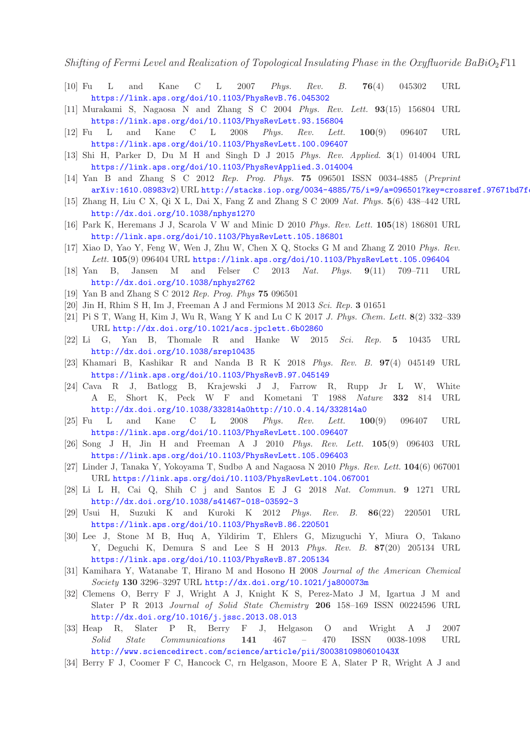[10] Fu L and Kane C L 2007 *Phys. Rev. B.* **76**(4) 045302 URL https://link.aps.org/doi/10.1103/PhysRevB.76.045302

[11] Murakami S, Nagaosa N and Zhang S C 2004 *Phys. Rev. Lett.* **93**(15) 156804 URL https://link.aps.org/doi/10.1103/PhysRevLett.93.156804

[12] Fu L and Kane C L 2008 *Phys. Rev. Lett.* **100**(9) 096407 URL https://link.aps.org/doi/10.1103/PhysRevLett.100.096407

[13] Shi H, Parker D, Du M H and Singh D J 2015 *Phys. Rev. Applied.* **3**(1) 014004 URL https://link.aps.org/doi/10.1103/PhysRevApplied.3.014004

[14] Yan B and Zhang S C 2012 *Rep. Prog. Phys.* **75** 096501 ISSN 0034-4885 (*Preprint* arXiv:1610.08983v2) URL http://stacks.iop.org/0034-4885/75/i=9/a=096501?key=crossref.97671bd7f

[15] Zhang H, Liu C X, Qi X L, Dai X, Fang Z and Zhang S C 2009 *Nat. Phys.* **5**(6) 438–442 URL http://dx.doi.org/10.1038/nphys1270

[16] Park K, Heremans J J, Scarola V W and Minic D 2010 *Phys. Rev. Lett.* **105**(18) 186801 URL http://link.aps.org/doi/10.1103/PhysRevLett.105.186801

[17] Xiao D, Yao Y, Feng W, Wen J, Zhu W, Chen X Q, Stocks G M and Zhang Z 2010 *Phys. Rev. Lett.* **105**(9) 096404 URL https://link.aps.org/doi/10.1103/PhysRevLett.105.096404

[18] Yan B, Jansen M and Felser C 2013 *Nat. Phys.* **9**(11) 709–711 URL http://dx.doi.org/10.1038/nphys2762

[19] Yan B and Zhang S C 2012 *Rep. Prog. Phys* **75** 096501

[20] Jin H, Rhim S H, Im J, Freeman A J and Fermions M 2013 *Sci. Rep.* **3** 01651

[21] Pi S T, Wang H, Kim J, Wu R, Wang Y K and Lu C K 2017 *J. Phys. Chem. Lett.* **8**(2) 332–339 URL http://dx.doi.org/10.1021/acs.jpclett.6b02860

[22] Li G, Yan B, Thomale R and Hanke W 2015 *Sci. Rep.* **5** 10435 URL http://dx.doi.org/10.1038/srep10435

[23] Khamari B, Kashikar R and Nanda B R K 2018 *Phys. Rev. B.* **97**(4) 045149 URL https://link.aps.org/doi/10.1103/PhysRevB.97.045149

[24] Cava R J, Batlogg B, Krajewski J J, Farrow R, Rupp Jr L W, White A E, Short K, Peck W F and Kometani T 1988 *Nature* **332** 814 URL http://dx.doi.org/10.1038/332814a0http://10.0.4.14/332814a0

[25] Fu L and Kane C L 2008 *Phys. Rev. Lett.* **100**(9) 096407 URL https://link.aps.org/doi/10.1103/PhysRevLett.100.096407

[26] Song J H, Jin H and Freeman A J 2010 *Phys. Rev. Lett.* **105**(9) 096403 URL https://link.aps.org/doi/10.1103/PhysRevLett.105.096403

[27] Linder J, Tanaka Y, Yokoyama T, Sudbø A and Nagaosa N 2010 *Phys. Rev. Lett.* **104**(6) 067001 URL https://link.aps.org/doi/10.1103/PhysRevLett.104.067001

[28] Li L H, Cai Q, Shih C j and Santos E J G 2018 *Nat. Commun.* **9** 1271 URL http://dx.doi.org/10.1038/s41467-018-03592-3

[29] Usui H, Suzuki K and Kuroki K 2012 *Phys. Rev. B.* **86**(22) 220501 URL https://link.aps.org/doi/10.1103/PhysRevB.86.220501

[30] Lee J, Stone M B, Huq A, Yildirim T, Ehlers G, Mizuguchi Y, Miura O, Takano Y, Deguchi K, Demura S and Lee S H 2013 *Phys. Rev. B.* **87**(20) 205134 URL https://link.aps.org/doi/10.1103/PhysRevB.87.205134

[31] Kamihara Y, Watanabe T, Hirano M and Hosono H 2008 *Journal of the American Chemical Society* **130** 3296–3297 URL http://dx.doi.org/10.1021/ja800073m

[32] Clemens O, Berry F J, Wright A J, Knight K S, Perez-Mato J M, Igartua J M and Slater P R 2013 *Journal of Solid State Chemistry* **206** 158–169 ISSN 00224596 URL http://dx.doi.org/10.1016/j.jssc.2013.08.013

[33] Heap R, Slater P R, Berry F J, Helgason O and Wright A J 2007 *Solid State Communications* **141** 467 – 470 ISSN 0038-1098 URL http://www.sciencedirect.com/science/article/pii/S003810980601043X

[34] Berry F J, Coomer F C, Hancock C, rn Helgason, Moore E A, Slater P R, Wright A J and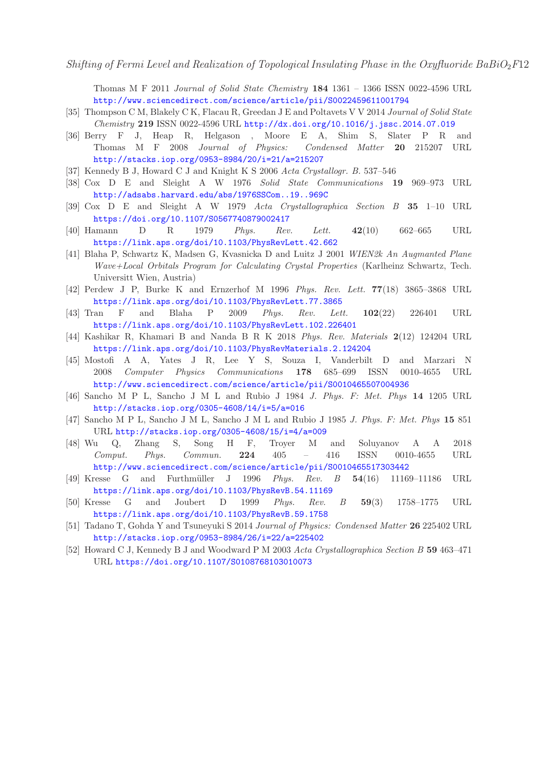Thomas M F 2011 *Journal of Solid State Chemistry* **184** 1361 – 1366 ISSN 0022-4596 URL http://www.sciencedirect.com/science/article/pii/S0022459611001794

[35] Thompson C M, Blakely C K, Flacau R, Greedan J E and Poltavets V V 2014 *Journal of Solid State Chemistry* **219** ISSN 0022-4596 URL http://dx.doi.org/10.1016/j.jssc.2014.07.019

[36] Berry F J, Heap R, Helgason , Moore E A, Shim S, Slater P R and Thomas M F 2008 *Journal of Physics: Condensed Matter* **20** 215207 URL http://stacks.iop.org/0953-8984/20/i=21/a=215207

[37] Kennedy B J, Howard C J and Knight K S 2006 *Acta Crystallogr. B.* 537–546

[38] Cox D E and Sleight A W 1976 *Solid State Communications* **19** 969–973 URL http://adsabs.harvard.edu/abs/1976SSCom..19..969C

[39] Cox D E and Sleight A W 1979 *Acta Crystallographica Section B* **35** 1–10 URL https://doi.org/10.1107/S0567740879002417

[40] Hamann D R 1979 *Phys. Rev. Lett.* **42**(10) 662–665 URL https://link.aps.org/doi/10.1103/PhysRevLett.42.662

[41] Blaha P, Schwartz K, Madsen G, Kvasnicka D and Luitz J 2001 *WIEN2k An Augmanted Plane Wave+Local Orbitals Program for Calculating Crystal Properties* (Karlheinz Schwartz, Tech. Universitt Wien, Austria)

[42] Perdew J P, Burke K and Ernzerhof M 1996 *Phys. Rev. Lett.* **77**(18) 3865–3868 URL https://link.aps.org/doi/10.1103/PhysRevLett.77.3865

[43] Tran F and Blaha P 2009 *Phys. Rev. Lett.* **102**(22) 226401 URL https://link.aps.org/doi/10.1103/PhysRevLett.102.226401

[44] Kashikar R, Khamari B and Nanda B R K 2018 *Phys. Rev. Materials* **2**(12) 124204 URL https://link.aps.org/doi/10.1103/PhysRevMaterials.2.124204

[45] Mostofi A A, Yates J R, Lee Y S, Souza I, Vanderbilt D and Marzari N 2008 *Computer Physics Communications* **178** 685–699 ISSN 0010-4655 URL http://www.sciencedirect.com/science/article/pii/S0010465507004936

[46] Sancho M P L, Sancho J M L and Rubio J 1984 *J. Phys. F: Met. Phys* **14** 1205 URL http://stacks.iop.org/0305-4608/14/i=5/a=016

[47] Sancho M P L, Sancho J M L, Sancho J M L and Rubio J 1985 *J. Phys. F: Met. Phys* **15** 851 URL http://stacks.iop.org/0305-4608/15/i=4/a=009

[48] Wu Q, Zhang S, Song H F, Troyer M and Soluyanov A A 2018 *Comput. Phys. Commun.* **224** 405 – 416 ISSN 0010-4655 URL http://www.sciencedirect.com/science/article/pii/S0010465517303442

[49] Kresse G and Furthmüller J 1996 *Phys. Rev. B* **54**(16) 11169–11186 URL https://link.aps.org/doi/10.1103/PhysRevB.54.11169

[50] Kresse G and Joubert D 1999 *Phys. Rev. B* **59**(3) 1758–1775 URL https://link.aps.org/doi/10.1103/PhysRevB.59.1758

[51] Tadano T, Gohda Y and Tsuneyuki S 2014 *Journal of Physics: Condensed Matter* **26** 225402 URL http://stacks.iop.org/0953-8984/26/i=22/a=225402

[52] Howard C J, Kennedy B J and Woodward P M 2003 *Acta Crystallographica Section B* **59** 463–471 URL https://doi.org/10.1107/S0108768103010073